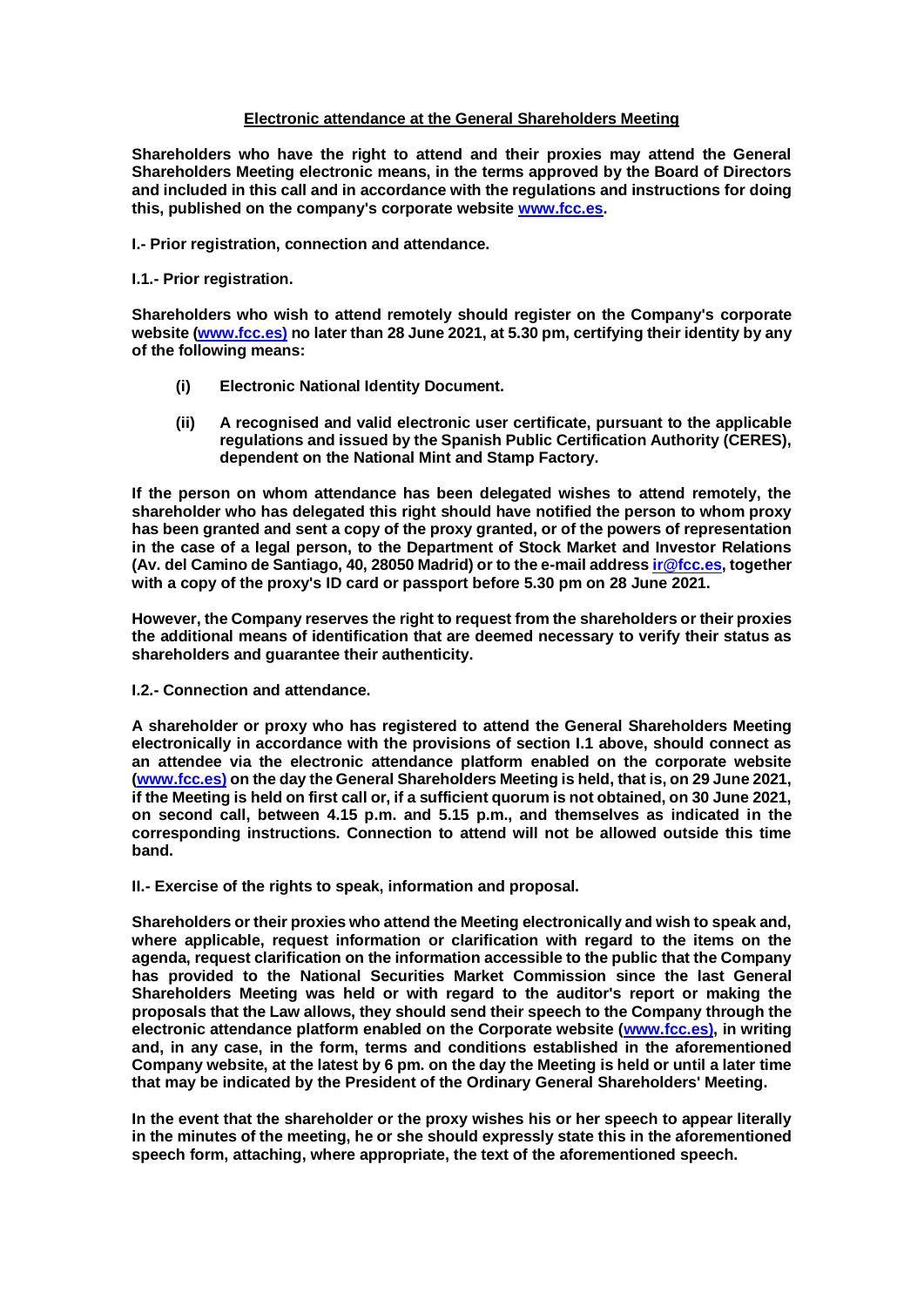## Electronic attendance at the General Shareholders Meeting

**Shareholders who have the right to attend and their proxies may attend the General Shareholders Meeting electronic means, in the terms approved by the Board of Directors and included in this call and in accordance with the regulations and instructions for doing this, published on the company's corporate website www.fcc.es.**

**I.- Prior registration, connection and attendance.**

**I.1.- Prior registration.**

**Shareholders who wish to attend remotely should register on the Company's corporate website (www.fcc.es) no later than 28 June 2021, at 5.30 pm, certifying their identity by any of the following means:**

- **(i) Electronic National Identity Document.**
- **(ii) A recognised and valid electronic user certificate, pursuant to the applicable regulations and issued by the Spanish Public Certification Authority (CERES), dependent on the National Mint and Stamp Factory.**

**If the person on whom attendance has been delegated wishes to attend remotely, the shareholder who has delegated this right should have notified the person to whom proxy has been granted and sent a copy of the proxy granted, or of the powers of representation in the case of a legal person, to the Department of Stock Market and Investor Relations (Av. del Camino de Santiago, 40, 28050 Madrid) or to the e-mail address ir@fcc.es, together with a copy of the proxy's ID card or passport before 5.30 pm on 28 June 2021.**

**However, the Company reserves the right to request from the shareholders or their proxies the additional means of identification that are deemed necessary to verify their status as shareholders and guarantee their authenticity.**

**I.2.- Connection and attendance.**

**A shareholder or proxy who has registered to attend the General Shareholders Meeting electronically in accordance with the provisions of section I.1 above, should connect as an attendee via the electronic attendance platform enabled on the corporate website (www.fcc.es) on the day the General Shareholders Meeting is held, that is, on 29 June 2021, if the Meeting is held on first call or, if a sufficient quorum is not obtained, on 30 June 2021, on second call, between 4.15 p.m. and 5.15 p.m., and themselves as indicated in the corresponding instructions. Connection to attend will not be allowed outside this time band.**

**II.- Exercise of the rights to speak, information and proposal.**

**Shareholders or their proxies who attend the Meeting electronically and wish to speak and, where applicable, request information or clarification with regard to the items on the agenda, request clarification on the information accessible to the public that the Company has provided to the National Securities Market Commission since the last General Shareholders Meeting was held or with regard to the auditor's report or making the proposals that the Law allows, they should send their speech to the Company through the electronic attendance platform enabled on the Corporate website (www.fcc.es), in writing and, in any case, in the form, terms and conditions established in the aforementioned Company website, at the latest by 6 pm. on the day the Meeting is held or until a later time that may be indicated by the President of the Ordinary General Shareholders' Meeting.**

**In the event that the shareholder or the proxy wishes his or her speech to appear literally in the minutes of the meeting, he or she should expressly state this in the aforementioned speech form, attaching, where appropriate, the text of the aforementioned speech.**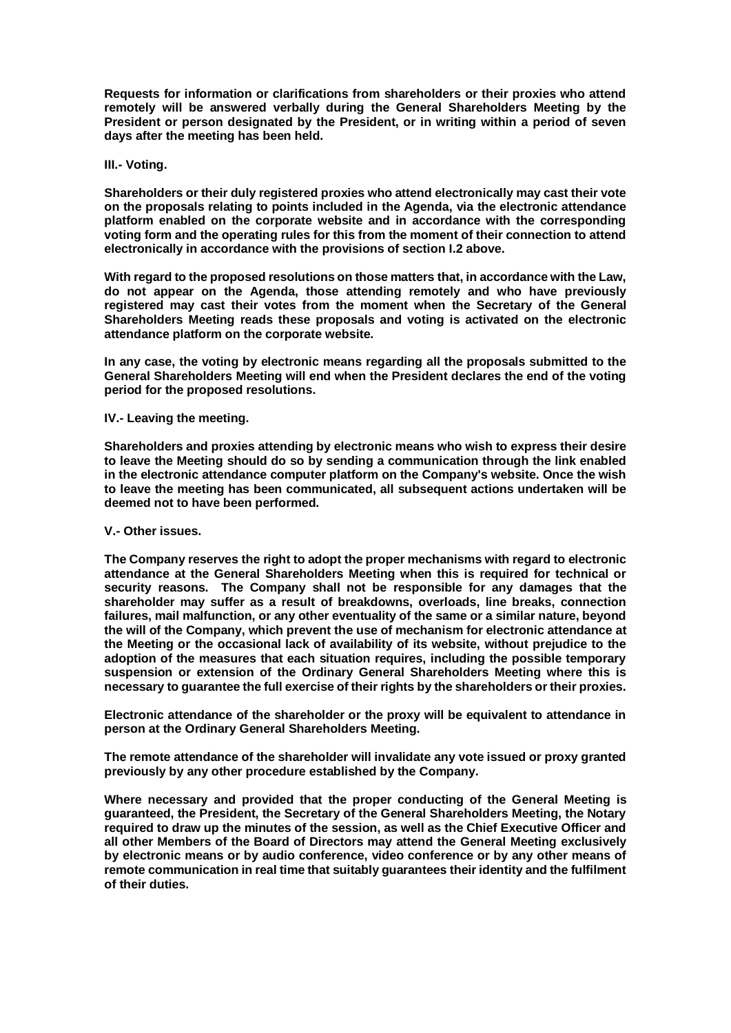**Requests for information or clarifications from shareholders or their proxies who attend remotely will be answered verbally during the General Shareholders Meeting by the President or person designated by the President, or in writing within a period of seven days after the meeting has been held.**

**III.- Voting.**

**Shareholders or their duly registered proxies who attend electronically may cast their vote on the proposals relating to points included in the Agenda, via the electronic attendance platform enabled on the corporate website and in accordance with the corresponding voting form and the operating rules for this from the moment of their connection to attend electronically in accordance with the provisions of section I.2 above.**

**With regard to the proposed resolutions on those matters that, in accordance with the Law, do not appear on the Agenda, those attending remotely and who have previously registered may cast their votes from the moment when the Secretary of the General Shareholders Meeting reads these proposals and voting is activated on the electronic attendance platform on the corporate website.**

**In any case, the voting by electronic means regarding all the proposals submitted to the General Shareholders Meeting will end when the President declares the end of the voting period for the proposed resolutions.**

**IV.- Leaving the meeting.**

**Shareholders and proxies attending by electronic means who wish to express their desire to leave the Meeting should do so by sending a communication through the link enabled in the electronic attendance computer platform on the Company's website. Once the wish to leave the meeting has been communicated, all subsequent actions undertaken will be deemed not to have been performed.**

**V.- Other issues.**

**The Company reserves the right to adopt the proper mechanisms with regard to electronic attendance at the General Shareholders Meeting when this is required for technical or security reasons. The Company shall not be responsible for any damages that the shareholder may suffer as a result of breakdowns, overloads, line breaks, connection failures, mail malfunction, or any other eventuality of the same or a similar nature, beyond the will of the Company, which prevent the use of mechanism for electronic attendance at the Meeting or the occasional lack of availability of its website, without prejudice to the adoption of the measures that each situation requires, including the possible temporary suspension or extension of the Ordinary General Shareholders Meeting where this is necessary to guarantee the full exercise of their rights by the shareholders or their proxies.**

**Electronic attendance of the shareholder or the proxy will be equivalent to attendance in person at the Ordinary General Shareholders Meeting.**

**The remote attendance of the shareholder will invalidate any vote issued or proxy granted previously by any other procedure established by the Company.**

**Where necessary and provided that the proper conducting of the General Meeting is guaranteed, the President, the Secretary of the General Shareholders Meeting, the Notary required to draw up the minutes of the session, as well as the Chief Executive Officer and all other Members of the Board of Directors may attend the General Meeting exclusively by electronic means or by audio conference, video conference or by any other means of remote communication in real time that suitably guarantees their identity and the fulfilment of their duties.**